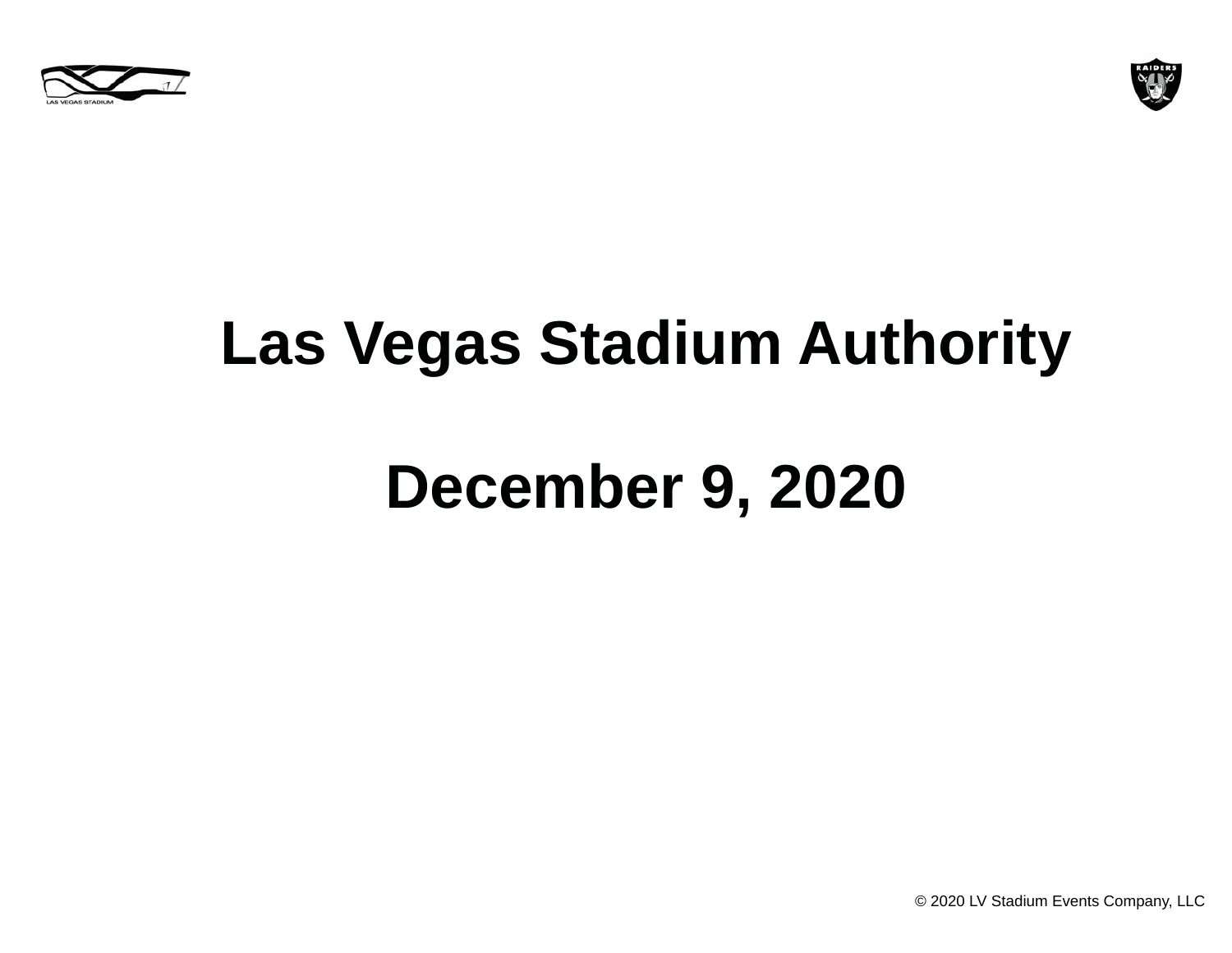# Las Vegas Stadium Authority

# December 9, 2020

© 2020 LV Stadium Events Company, LLC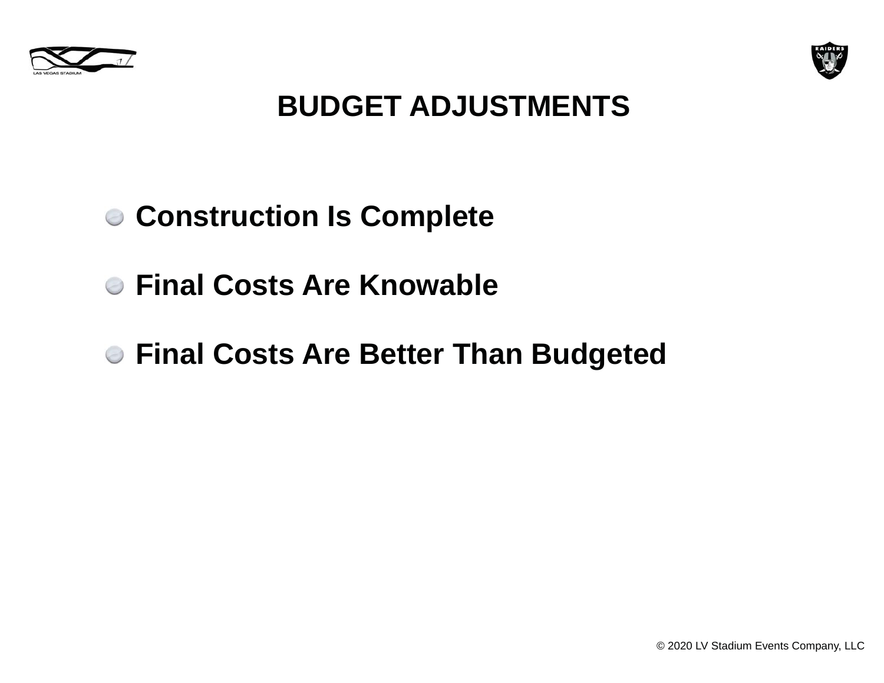# BUDGET ADJUSTMENTS

- **Construction Is Complete**
- **Final Costs Are Knowable**
- **Final Costs Are Better Than Budgeted**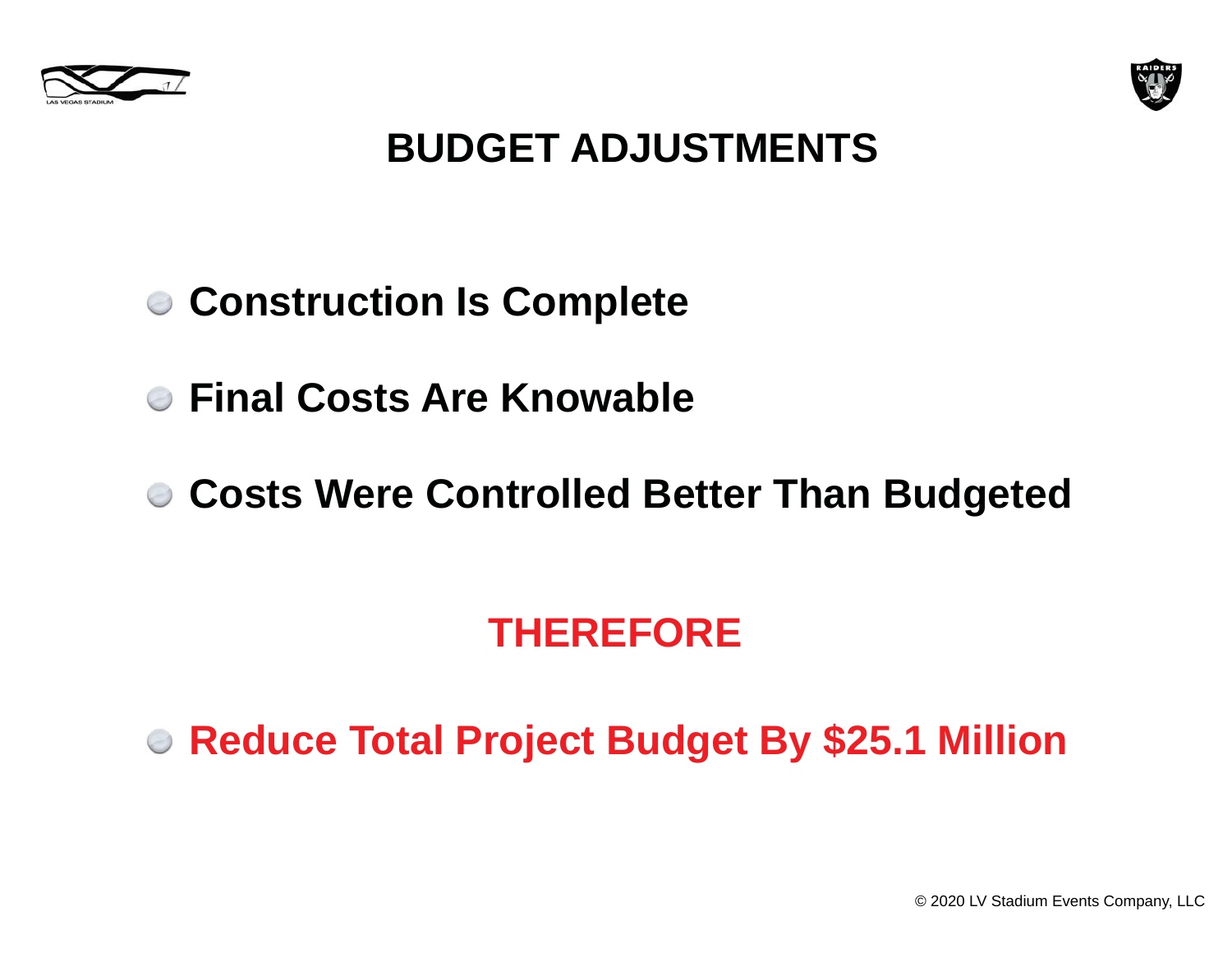# BUDGET ADJUSTMENTS

- **Construction Is Complete**
- **Final Costs Are Knowable**
- **Costs Were Controlled Better Than Budgeted**

**THEREFORE**

- **Reduce Total Project Budget By $25.1 Million**

© 2020 LV Stadium Events Company, LLC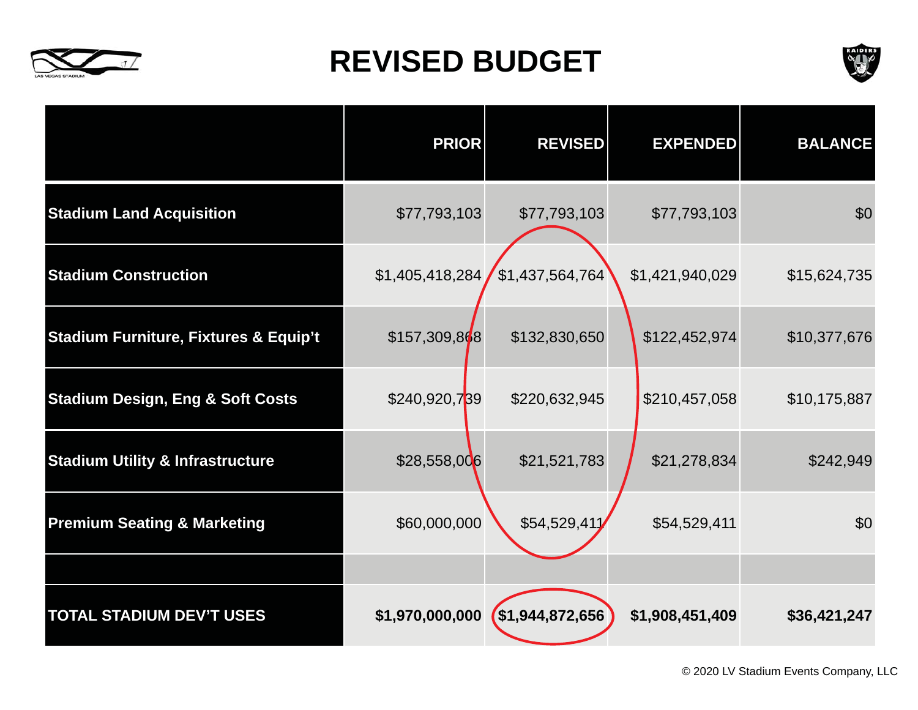# REVISED BUDGET

| | PRIOR | REVISED | EXPENDED | BALANCE |
|---|---|---|---|---|
| **Stadium Land Acquisition** | $77,793,103 | $77,793,103 | $77,793,103 | $0 |
| **Stadium Construction** | $1,405,418,284 | $1,437,564,764 | $1,421,940,029 | $15,624,735 |
| **Stadium Furniture, Fixtures & Equip't** | $157,309,868 | $132,830,650 | $122,452,974 | $10,377,676 |
| **Stadium Design, Eng & Soft Costs** | $240,920,739 | $220,632,945 | $210,457,058 | $10,175,887 |
| **Stadium Utility & Infrastructure** | $28,558,006 | $21,521,783 | $21,278,834 | $242,949 |
| **Premium Seating & Marketing** | $60,000,000 | $54,529,411 | $54,529,411 | $0 |
| | | | | |
| **TOTAL STADIUM DEV'T USES** | **$1,970,000,000** | **$1,944,872,656** | **$1,908,451,409** | **$36,421,247** |

© 2020 LV Stadium Events Company, LLC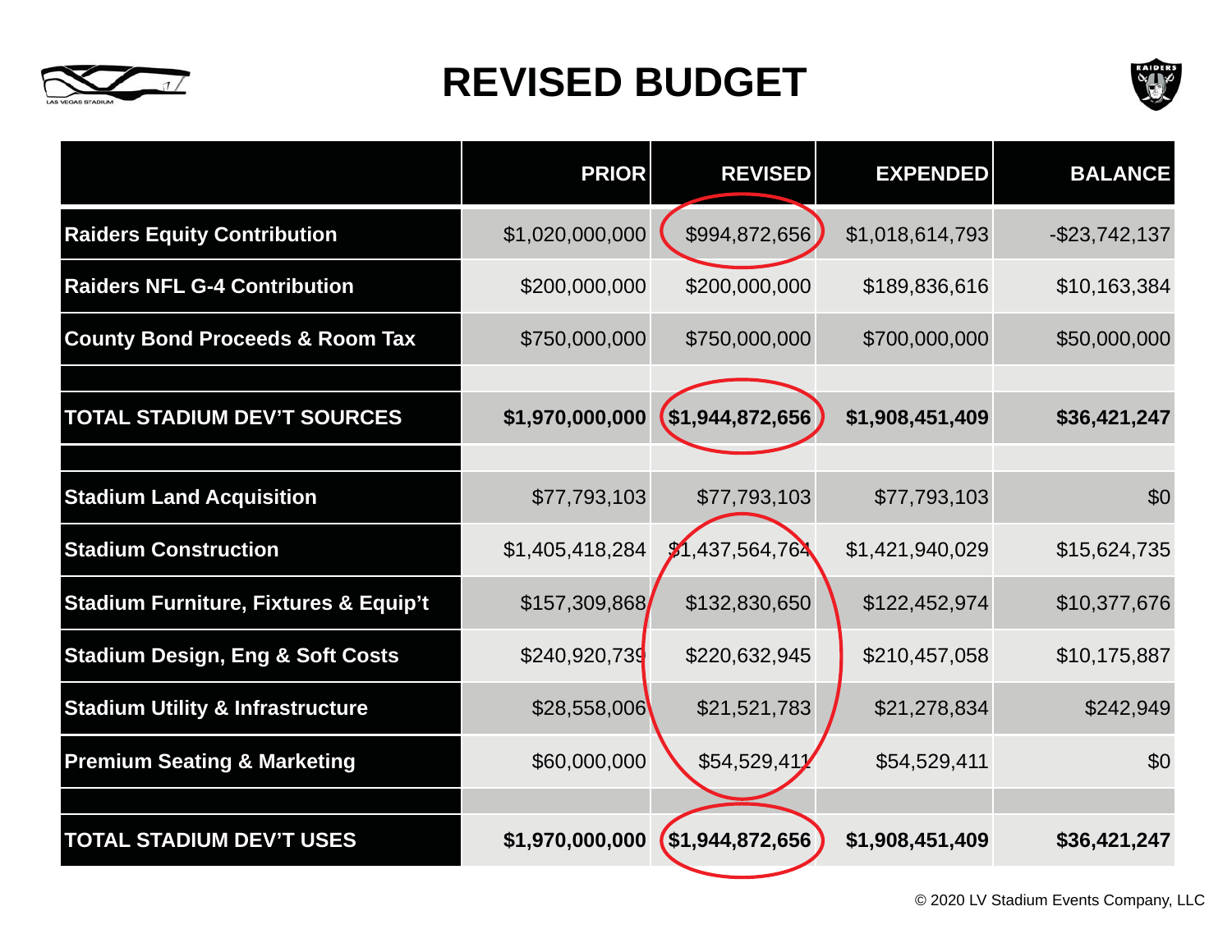# REVISED BUDGET

| | PRIOR | REVISED | EXPENDED | BALANCE |
|---|---|---|---|---|
| **Raiders Equity Contribution** | $1,020,000,000 | $994,872,656 | $1,018,614,793 | -$23,742,137 |
| **Raiders NFL G-4 Contribution** | $200,000,000 | $200,000,000 | $189,836,616 | $10,163,384 |
| **County Bond Proceeds & Room Tax** | $750,000,000 | $750,000,000 | $700,000,000 | $50,000,000 |
| | | | | |
| **TOTAL STADIUM DEV'T SOURCES** | **$1,970,000,000** | **$1,944,872,656** | **$1,908,451,409** | **$36,421,247** |
| | | | | |
| **Stadium Land Acquisition** | $77,793,103 | $77,793,103 | $77,793,103 | $0 |
| **Stadium Construction** | $1,405,418,284 | $1,437,564,764 | $1,421,940,029 | $15,624,735 |
| **Stadium Furniture, Fixtures & Equip't** | $157,309,868 | $132,830,650 | $122,452,974 | $10,377,676 |
| **Stadium Design, Eng & Soft Costs** | $240,920,739 | $220,632,945 | $210,457,058 | $10,175,887 |
| **Stadium Utility & Infrastructure** | $28,558,006 | $21,521,783 | $21,278,834 | $242,949 |
| **Premium Seating & Marketing** | $60,000,000 | $54,529,411 | $54,529,411 | $0 |
| | | | | |
| **TOTAL STADIUM DEV'T USES** | **$1,970,000,000** | **$1,944,872,656** | **$1,908,451,409** | **$36,421,247** |

© 2020 LV Stadium Events Company, LLC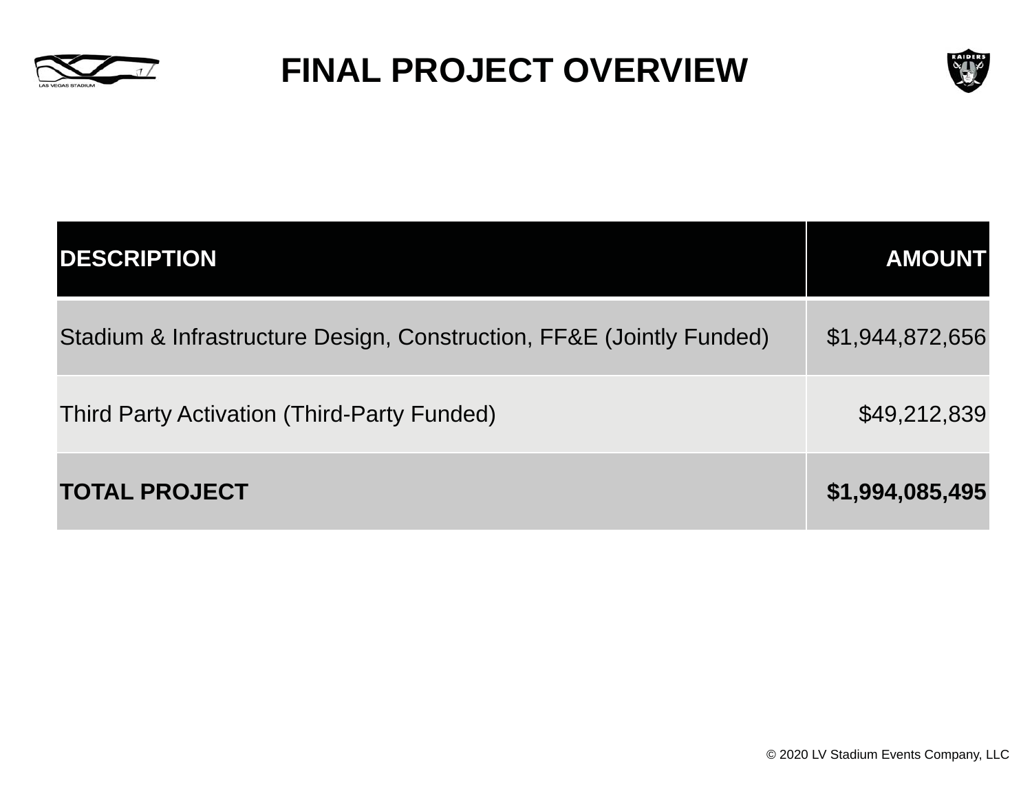# FINAL PROJECT OVERVIEW

| DESCRIPTION | AMOUNT |
| --- | ---: |
| Stadium & Infrastructure Design, Construction, FF&E (Jointly Funded) | $1,944,872,656 |
| Third Party Activation (Third-Party Funded) | $49,212,839 |
| **TOTAL PROJECT** | **$1,994,085,495** |

© 2020 LV Stadium Events Company, LLC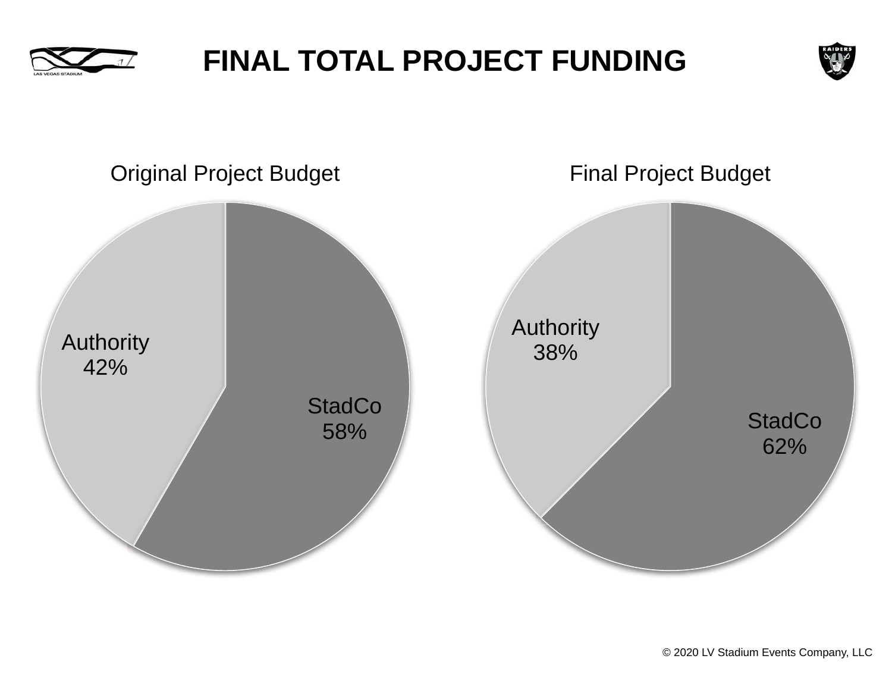# FINAL TOTAL PROJECT FUNDING

Original Project Budget

Authority
42%

StadCo
58%

Final Project Budget

Authority
38%

StadCo
62%

© 2020 LV Stadium Events Company, LLC